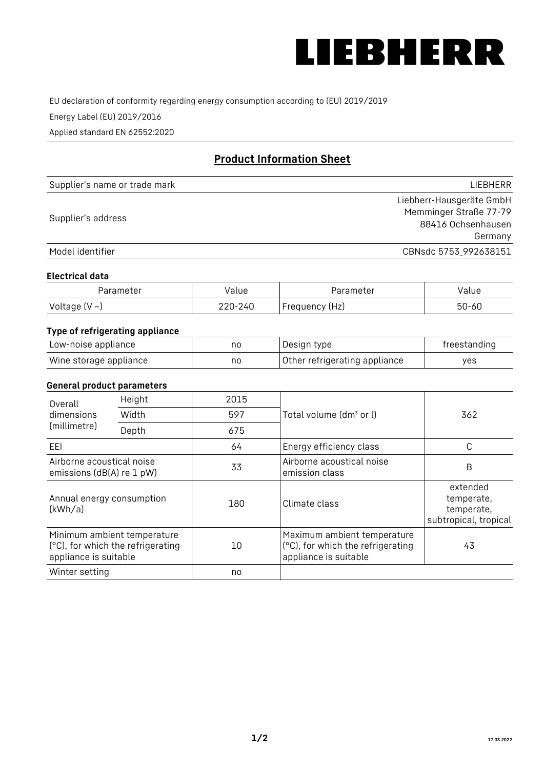LIEBHERR

EU declaration of conformity regarding energy consumption according to (EU) 2019/2019

Energy Label (EU) 2019/2016

Applied standard EN 62552:2020

## Product Information Sheet

| | |
|---|---|
| Supplier's name or trade mark | LIEBHERR |
| Supplier's address | Liebherr-Hausgeräte GmbH<br>Memminger Straße 77-79<br>88416 Ochsenhausen<br>Germany |
| Model identifier | CBNsdc 5753_992638151 |

### Electrical data

| Parameter | Value | Parameter | Value |
|---|---|---|---|
| Voltage (V ~) | 220-240 | Frequency (Hz) | 50-60 |

### Type of refrigerating appliance

| | | | |
|---|---|---|---|
| Low-noise appliance | no | Design type | freestanding |
| Wine storage appliance | no | Other refrigerating appliance | yes |

### General product parameters

| | | | | |
|---|---|---|---|---|
| Overall dimensions (millimetre) | Height | 2015 | Total volume (dm³ or l) | 362 |
| | Width | 597 | | |
| | Depth | 675 | | |
| EEI | | 64 | Energy efficiency class | C |
| Airborne acoustical noise emissions (dB(A) re 1 pW) | | 33 | Airborne acoustical noise emission class | B |
| Annual energy consumption (kWh/a) | | 180 | Climate class | extended temperate, temperate, subtropical, tropical |
| Minimum ambient temperature (°C), for which the refrigerating appliance is suitable | | 10 | Maximum ambient temperature (°C), for which the refrigerating appliance is suitable | 43 |
| Winter setting | | no | | |

17.03.2022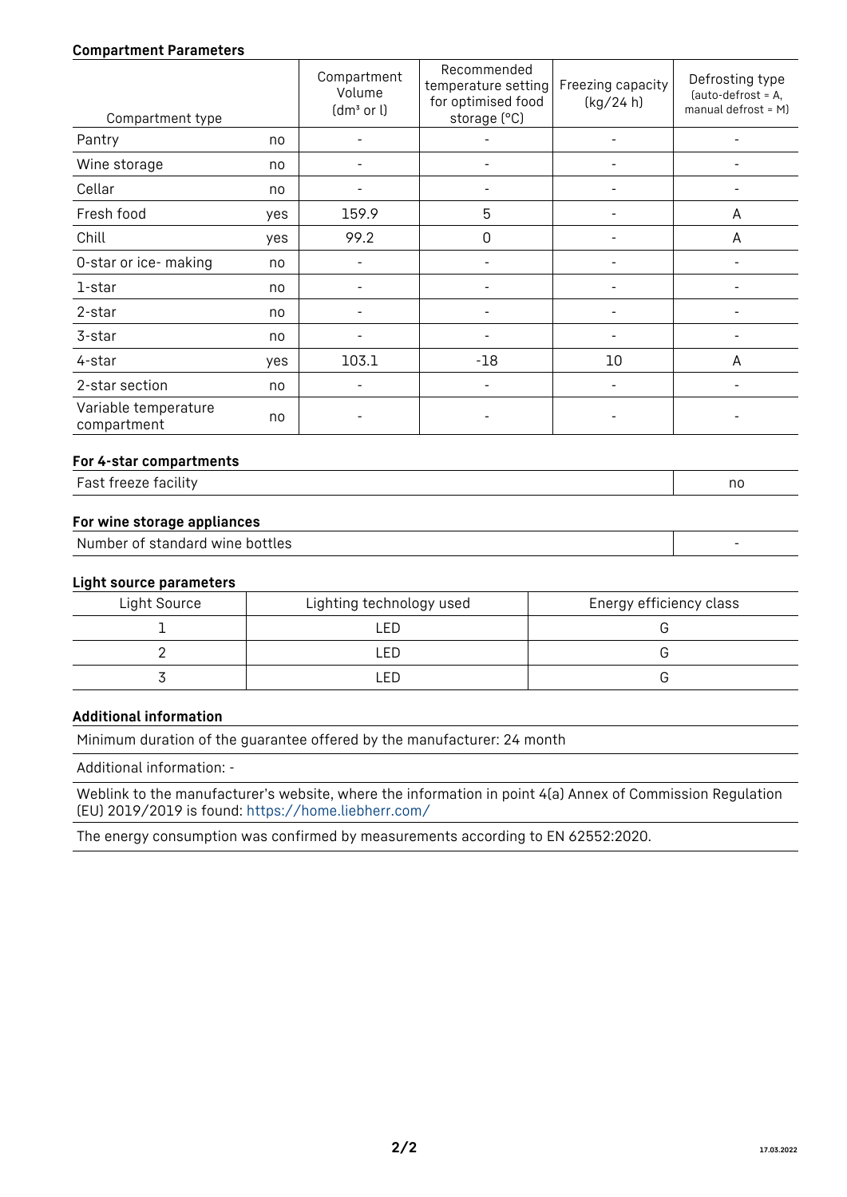**Compartment Parameters**

| Compartment type | | Compartment Volume (dm³ or l) | Recommended temperature setting for optimised food storage (°C) | Freezing capacity (kg/24 h) | Defrosting type (auto-defrost = A, manual defrost = M) |
|---|---|---|---|---|---|
| Pantry | no | - | - | - | - |
| Wine storage | no | - | - | - | - |
| Cellar | no | - | - | - | - |
| Fresh food | yes | 159.9 | 5 | - | A |
| Chill | yes | 99.2 | 0 | - | A |
| 0-star or ice- making | no | - | - | - | - |
| 1-star | no | - | - | - | - |
| 2-star | no | - | - | - | - |
| 3-star | no | - | - | - | - |
| 4-star | yes | 103.1 | -18 | 10 | A |
| 2-star section | no | - | - | - | - |
| Variable temperature compartment | no | - | - | - | - |

**For 4-star compartments**

| | |
|---|---|
| Fast freeze facility | no |

**For wine storage appliances**

| | |
|---|---|
| Number of standard wine bottles | - |

**Light source parameters**

| Light Source | Lighting technology used | Energy efficiency class |
|---|---|---|
| 1 | LED | G |
| 2 | LED | G |
| 3 | LED | G |

**Additional information**

Minimum duration of the guarantee offered by the manufacturer: 24 month

Additional information: -

Weblink to the manufacturer's website, where the information in point 4(a) Annex of Commission Regulation (EU) 2019/2019 is found: https://home.liebherr.com/

The energy consumption was confirmed by measurements according to EN 62552:2020.

17.03.2022